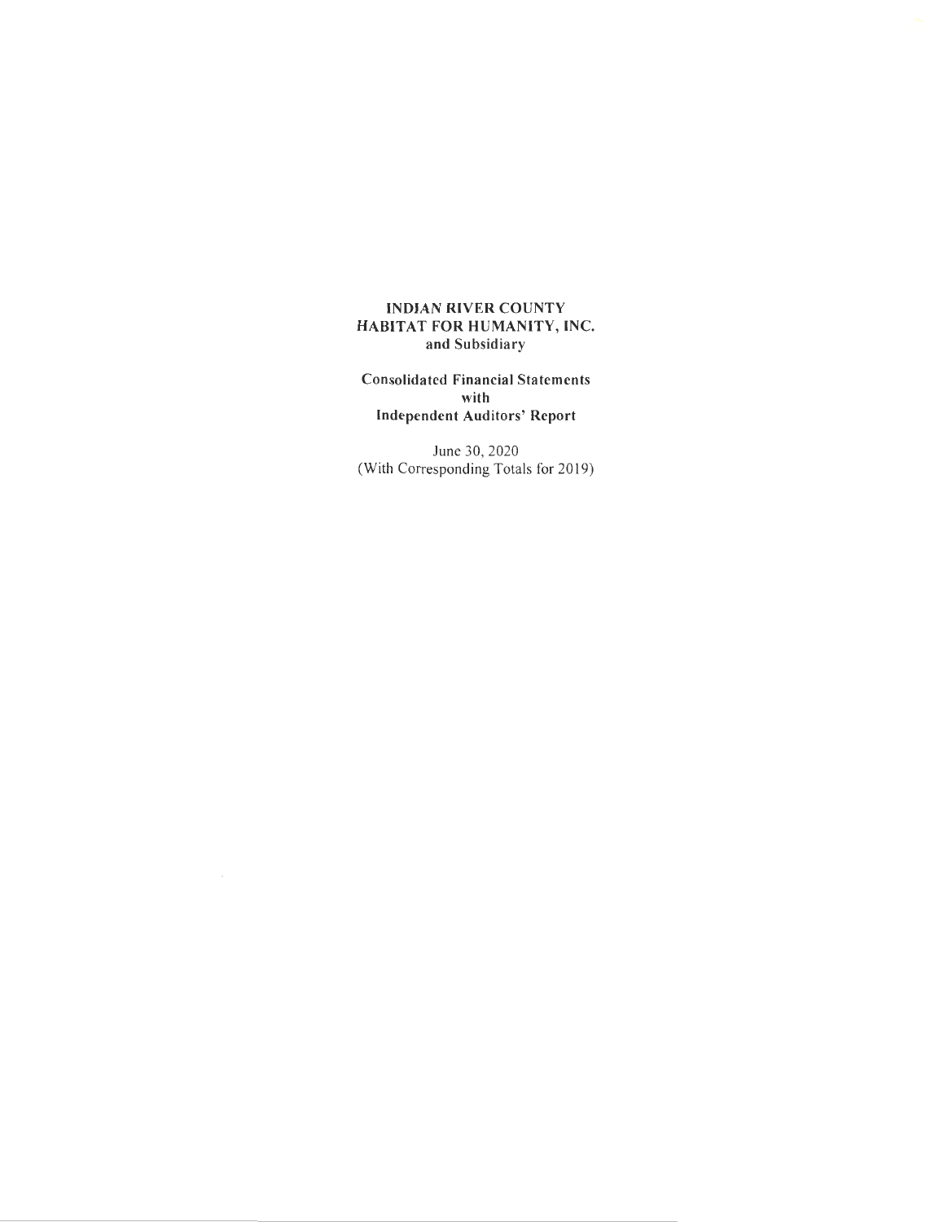**INDIAN RIVER COUNTY**
**HABITAT FOR HUMANITY, INC.**
**and Subsidiary**

**Consolidated Financial Statements**
**with**
**Independent Auditors' Report**

June 30, 2020
(With Corresponding Totals for 2019)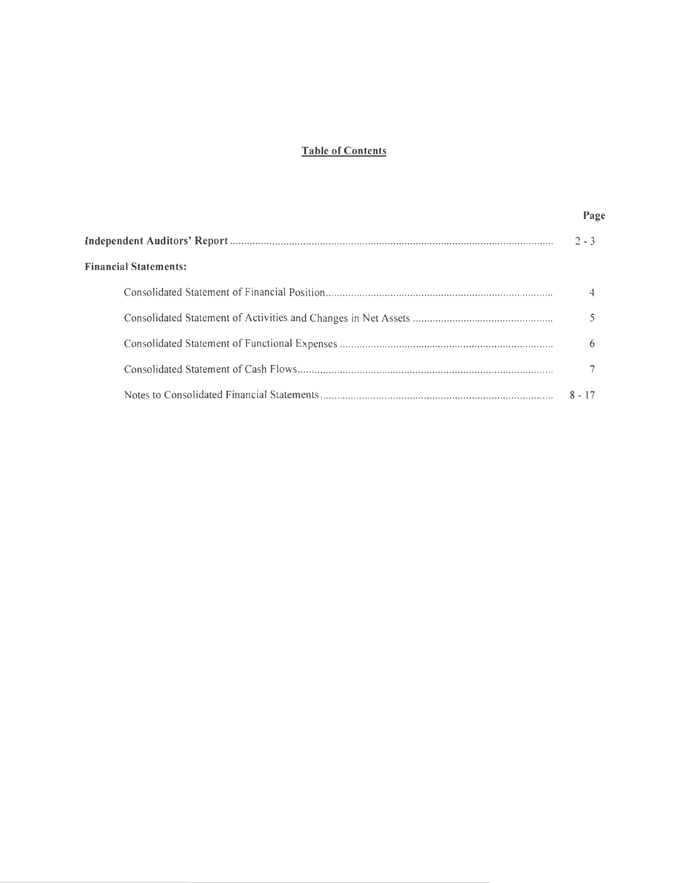# Table of Contents

| | Page |
|---|---|
| **Independent Auditors' Report** | 2 - 3 |
| **Financial Statements:** | |
| Consolidated Statement of Financial Position | 4 |
| Consolidated Statement of Activities and Changes in Net Assets | 5 |
| Consolidated Statement of Functional Expenses | 6 |
| Consolidated Statement of Cash Flows | 7 |
| Notes to Consolidated Financial Statements | 8 - 17 |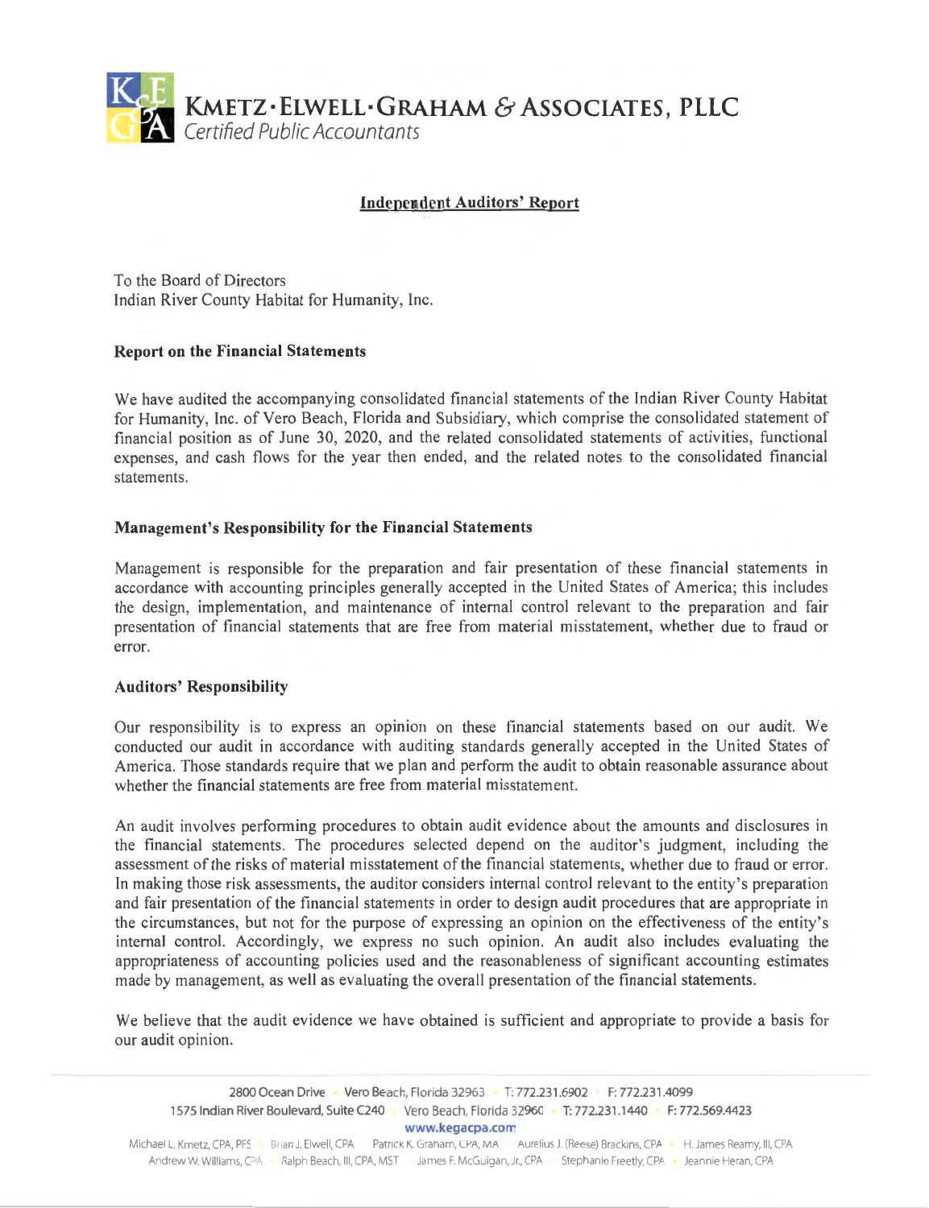**KMETZ·ELWELL·GRAHAM & ASSOCIATES, PLLC**
*Certified Public Accountants*

## Independent Auditors' Report

To the Board of Directors
Indian River County Habitat for Humanity, Inc.

### Report on the Financial Statements

We have audited the accompanying consolidated financial statements of the Indian River County Habitat for Humanity, Inc. of Vero Beach, Florida and Subsidiary, which comprise the consolidated statement of financial position as of June 30, 2020, and the related consolidated statements of activities, functional expenses, and cash flows for the year then ended, and the related notes to the consolidated financial statements.

### Management's Responsibility for the Financial Statements

Management is responsible for the preparation and fair presentation of these financial statements in accordance with accounting principles generally accepted in the United States of America; this includes the design, implementation, and maintenance of internal control relevant to the preparation and fair presentation of financial statements that are free from material misstatement, whether due to fraud or error.

### Auditors' Responsibility

Our responsibility is to express an opinion on these financial statements based on our audit. We conducted our audit in accordance with auditing standards generally accepted in the United States of America. Those standards require that we plan and perform the audit to obtain reasonable assurance about whether the financial statements are free from material misstatement.

An audit involves performing procedures to obtain audit evidence about the amounts and disclosures in the financial statements. The procedures selected depend on the auditor's judgment, including the assessment of the risks of material misstatement of the financial statements, whether due to fraud or error. In making those risk assessments, the auditor considers internal control relevant to the entity's preparation and fair presentation of the financial statements in order to design audit procedures that are appropriate in the circumstances, but not for the purpose of expressing an opinion on the effectiveness of the entity's internal control. Accordingly, we express no such opinion. An audit also includes evaluating the appropriateness of accounting policies used and the reasonableness of significant accounting estimates made by management, as well as evaluating the overall presentation of the financial statements.

We believe that the audit evidence we have obtained is sufficient and appropriate to provide a basis for our audit opinion.

2800 Ocean Drive • Vero Beach, Florida 32963 • T: 772.231.6902 • F: 772.231.4099
1575 Indian River Boulevard, Suite C240 • Vero Beach, Florida 32960 • T: 772.231.1440 • F: 772.569.4423
www.kegacpa.com

Michael L. Kmetz, CPA, PFS • Brian J. Elwell, CPA • Patrick K. Graham, CPA, MA • Aurelius J. (Reese) Brackins, CPA • H. James Reamy, III, CPA
Andrew W. Williams, CPA • Ralph Beach, III, CPA, MST • James F. McGuigan, Jr., CPA • Stephanie Freetly, CPA • Jeannie Heran, CPA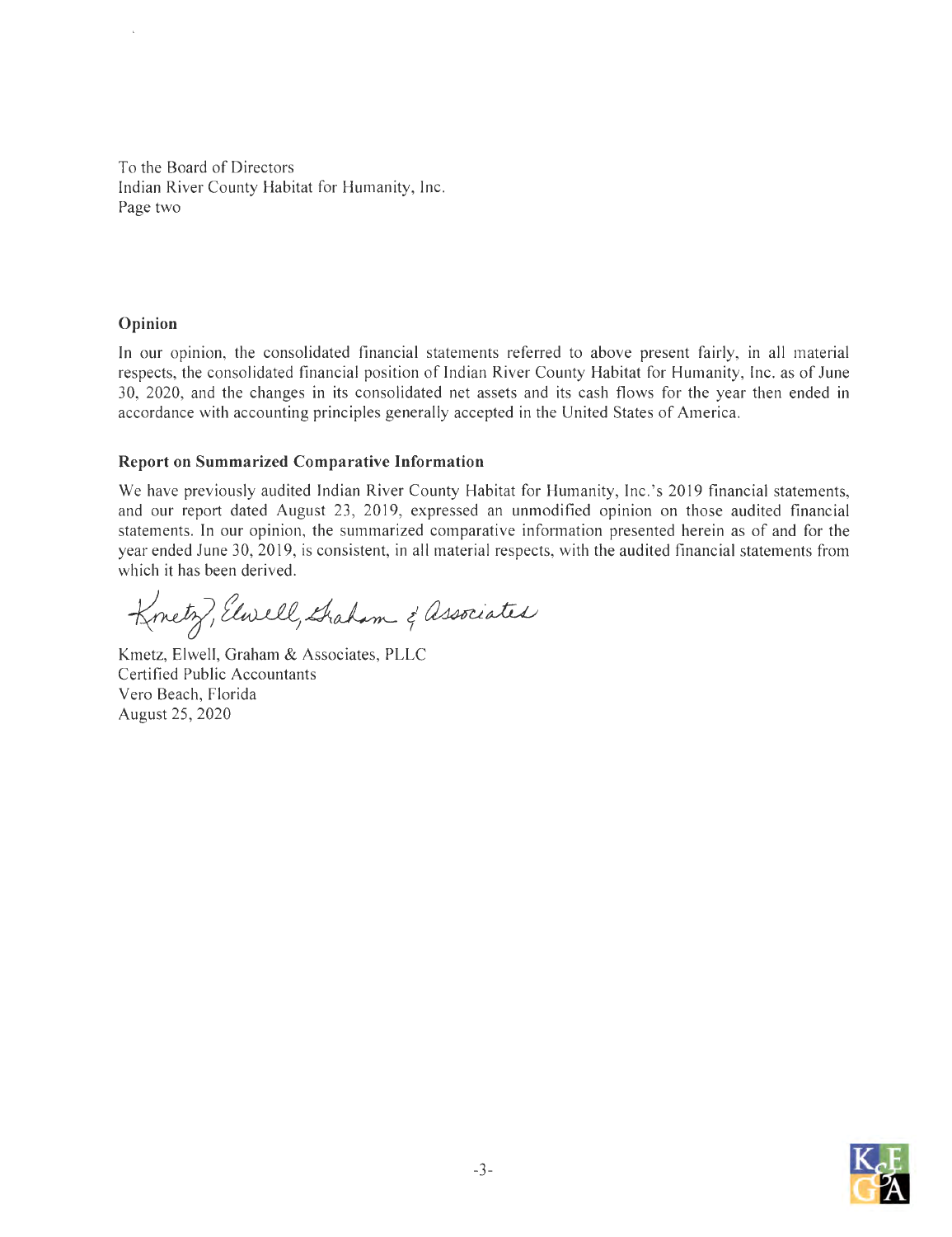To the Board of Directors
Indian River County Habitat for Humanity, Inc.
Page two

**Opinion**

In our opinion, the consolidated financial statements referred to above present fairly, in all material respects, the consolidated financial position of Indian River County Habitat for Humanity, Inc. as of June 30, 2020, and the changes in its consolidated net assets and its cash flows for the year then ended in accordance with accounting principles generally accepted in the United States of America.

**Report on Summarized Comparative Information**

We have previously audited Indian River County Habitat for Humanity, Inc.'s 2019 financial statements, and our report dated August 23, 2019, expressed an unmodified opinion on those audited financial statements. In our opinion, the summarized comparative information presented herein as of and for the year ended June 30, 2019, is consistent, in all material respects, with the audited financial statements from which it has been derived.

Kmetz, Elwell, Graham & Associates

Kmetz, Elwell, Graham & Associates, PLLC
Certified Public Accountants
Vero Beach, Florida
August 25, 2020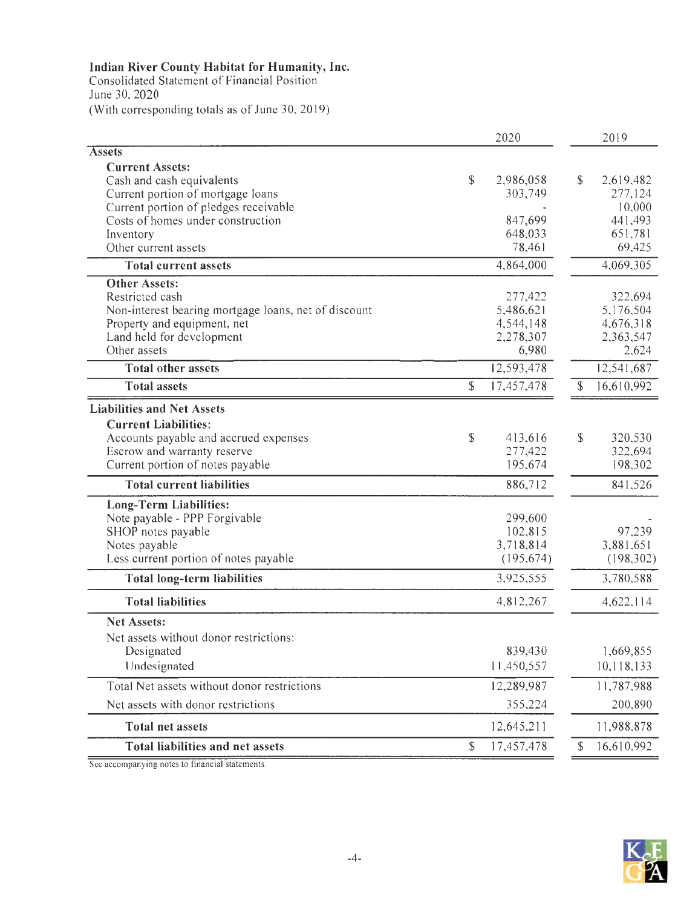**Indian River County Habitat for Humanity, Inc.**
Consolidated Statement of Financial Position
June 30, 2020
(With corresponding totals as of June 30, 2019)

| | 2020 | 2019 |
|---|---|---|
| **Assets** | | |
| **Current Assets:** | | |
| Cash and cash equivalents | $ 2,986,058 | $ 2,619,482 |
| Current portion of mortgage loans | 303,749 | 277,124 |
| Current portion of pledges receivable | - | 10,000 |
| Costs of homes under construction | 847,699 | 441,493 |
| Inventory | 648,033 | 651,781 |
| Other current assets | 78,461 | 69,425 |
| **Total current assets** | 4,864,000 | 4,069,305 |
| **Other Assets:** | | |
| Restricted cash | 277,422 | 322,694 |
| Non-interest bearing mortgage loans, net of discount | 5,486,621 | 5,176,504 |
| Property and equipment, net | 4,544,148 | 4,676,318 |
| Land held for development | 2,278,307 | 2,363,547 |
| Other assets | 6,980 | 2,624 |
| **Total other assets** | 12,593,478 | 12,541,687 |
| **Total assets** | $ 17,457,478 | $ 16,610,992 |
| **Liabilities and Net Assets** | | |
| **Current Liabilities:** | | |
| Accounts payable and accrued expenses | $ 413,616 | $ 320,530 |
| Escrow and warranty reserve | 277,422 | 322,694 |
| Current portion of notes payable | 195,674 | 198,302 |
| **Total current liabilities** | 886,712 | 841,526 |
| **Long-Term Liabilities:** | | |
| Note payable - PPP Forgivable | 299,600 | - |
| SHOP notes payable | 102,815 | 97,239 |
| Notes payable | 3,718,814 | 3,881,651 |
| Less current portion of notes payable | (195,674) | (198,302) |
| **Total long-term liabilities** | 3,925,555 | 3,780,588 |
| **Total liabilities** | 4,812,267 | 4,622,114 |
| **Net Assets:** | | |
| Net assets without donor restrictions: | | |
| Designated | 839,430 | 1,669,855 |
| Undesignated | 11,450,557 | 10,118,133 |
| Total Net assets without donor restrictions | 12,289,987 | 11,787,988 |
| Net assets with donor restrictions | 355,224 | 200,890 |
| **Total net assets** | 12,645,211 | 11,988,878 |
| **Total liabilities and net assets** | $ 17,457,478 | $ 16,610,992 |

See accompanying notes to financial statements.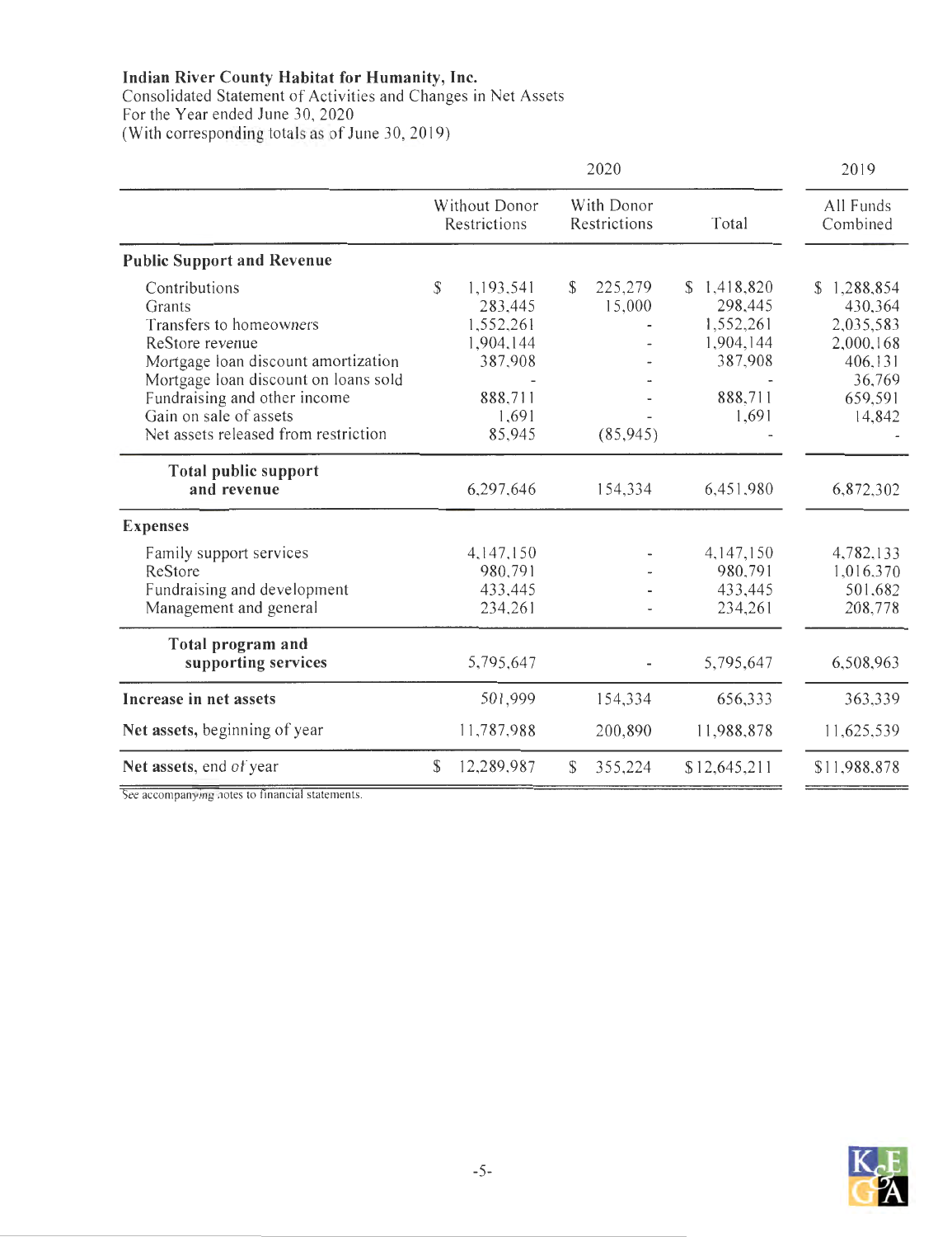**Indian River County Habitat for Humanity, Inc.**
Consolidated Statement of Activities and Changes in Net Assets
For the Year ended June 30, 2020
(With corresponding totals as of June 30, 2019)

| | 2020 | | | 2019 |
|---|---|---|---|---|
| | Without Donor Restrictions | With Donor Restrictions | Total | All Funds Combined |
| **Public Support and Revenue** | | | | |
| Contributions | $ 1,193,541 | $ 225,279 | $ 1,418,820 | $ 1,288,854 |
| Grants | 283,445 | 15,000 | 298,445 | 430,364 |
| Transfers to homeowners | 1,552,261 | - | 1,552,261 | 2,035,583 |
| ReStore revenue | 1,904,144 | - | 1,904,144 | 2,000,168 |
| Mortgage loan discount amortization | 387,908 | - | 387,908 | 406,131 |
| Mortgage loan discount on loans sold | - | - | - | 36,769 |
| Fundraising and other income | 888,711 | - | 888,711 | 659,591 |
| Gain on sale of assets | 1,691 | - | 1,691 | 14,842 |
| Net assets released from restriction | 85,945 | (85,945) | - | - |
| **Total public support and revenue** | 6,297,646 | 154,334 | 6,451,980 | 6,872,302 |
| **Expenses** | | | | |
| Family support services | 4,147,150 | - | 4,147,150 | 4,782,133 |
| ReStore | 980,791 | - | 980,791 | 1,016,370 |
| Fundraising and development | 433,445 | - | 433,445 | 501,682 |
| Management and general | 234,261 | - | 234,261 | 208,778 |
| **Total program and supporting services** | 5,795,647 | - | 5,795,647 | 6,508,963 |
| **Increase in net assets** | 501,999 | 154,334 | 656,333 | 363,339 |
| **Net assets,** beginning of year | 11,787,988 | 200,890 | 11,988,878 | 11,625,539 |
| **Net assets,** end of year | $ 12,289,987 | $ 355,224 | $12,645,211 | $11,988,878 |

See accompanying notes to financial statements.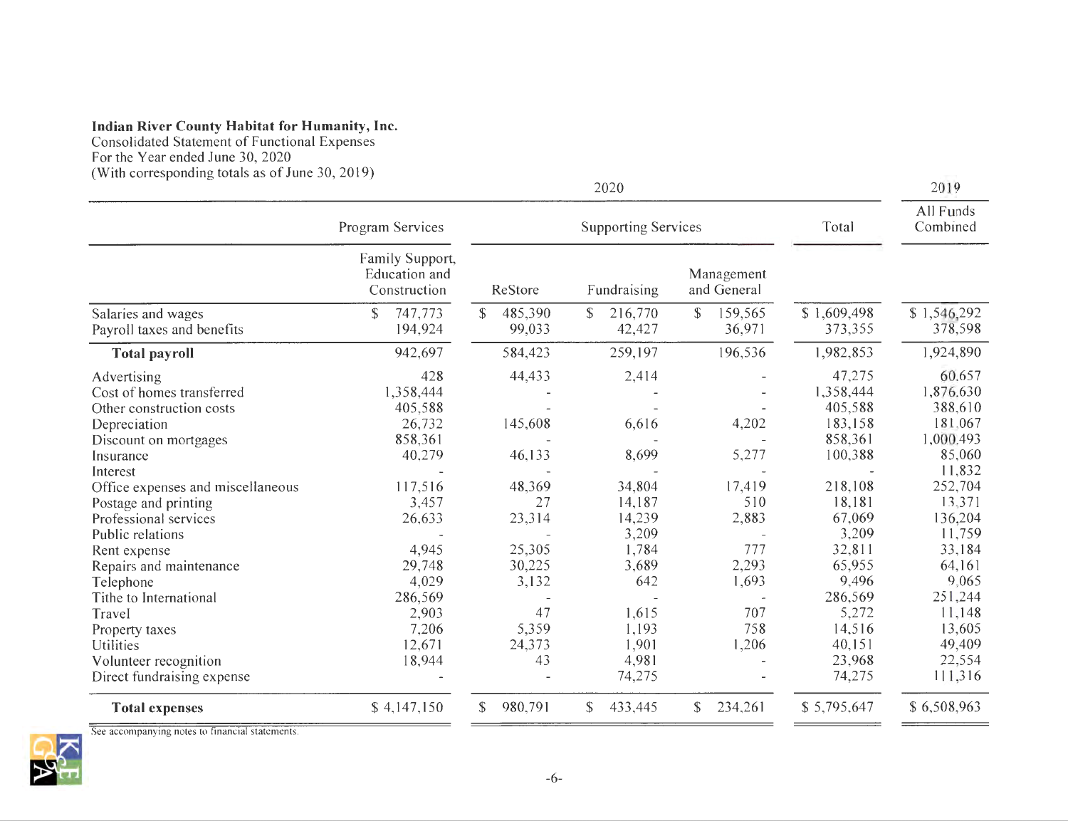**Indian River County Habitat for Humanity, Inc.**
Consolidated Statement of Functional Expenses
For the Year ended June 30, 2020
(With corresponding totals as of June 30, 2019)

| | 2020 | | | | | 2019 |
|---|---|---|---|---|---|---|
| | Program Services | Supporting Services | | | Total | All Funds Combined |
| | Family Support, Education and Construction | ReStore | Fundraising | Management and General | | |
| Salaries and wages | $ 747,773 | $ 485,390 | $ 216,770 | $ 159,565 | $ 1,609,498 | $ 1,546,292 |
| Payroll taxes and benefits | 194,924 | 99,033 | 42,427 | 36,971 | 373,355 | 378,598 |
| **Total payroll** | 942,697 | 584,423 | 259,197 | 196,536 | 1,982,853 | 1,924,890 |
| Advertising | 428 | 44,433 | 2,414 | - | 47,275 | 60,657 |
| Cost of homes transferred | 1,358,444 | - | - | - | 1,358,444 | 1,876,630 |
| Other construction costs | 405,588 | - | - | - | 405,588 | 388,610 |
| Depreciation | 26,732 | 145,608 | 6,616 | 4,202 | 183,158 | 181,067 |
| Discount on mortgages | 858,361 | - | - | - | 858,361 | 1,000,493 |
| Insurance | 40,279 | 46,133 | 8,699 | 5,277 | 100,388 | 85,060 |
| Interest | - | - | - | - | - | 11,832 |
| Office expenses and miscellaneous | 117,516 | 48,369 | 34,804 | 17,419 | 218,108 | 252,704 |
| Postage and printing | 3,457 | 27 | 14,187 | 510 | 18,181 | 13,371 |
| Professional services | 26,633 | 23,314 | 14,239 | 2,883 | 67,069 | 136,204 |
| Public relations | - | - | 3,209 | - | 3,209 | 11,759 |
| Rent expense | 4,945 | 25,305 | 1,784 | 777 | 32,811 | 33,184 |
| Repairs and maintenance | 29,748 | 30,225 | 3,689 | 2,293 | 65,955 | 64,161 |
| Telephone | 4,029 | 3,132 | 642 | 1,693 | 9,496 | 9,065 |
| Tithe to International | 286,569 | - | - | - | 286,569 | 251,244 |
| Travel | 2,903 | 47 | 1,615 | 707 | 5,272 | 11,148 |
| Property taxes | 7,206 | 5,359 | 1,193 | 758 | 14,516 | 13,605 |
| Utilities | 12,671 | 24,373 | 1,901 | 1,206 | 40,151 | 49,409 |
| Volunteer recognition | 18,944 | 43 | 4,981 | - | 23,968 | 22,554 |
| Direct fundraising expense | - | - | 74,275 | - | 74,275 | 111,316 |
| **Total expenses** | $ 4,147,150 | $ 980,791 | $ 433,445 | $ 234,261 | $ 5,795,647 | $ 6,508,963 |

See accompanying notes to financial statements.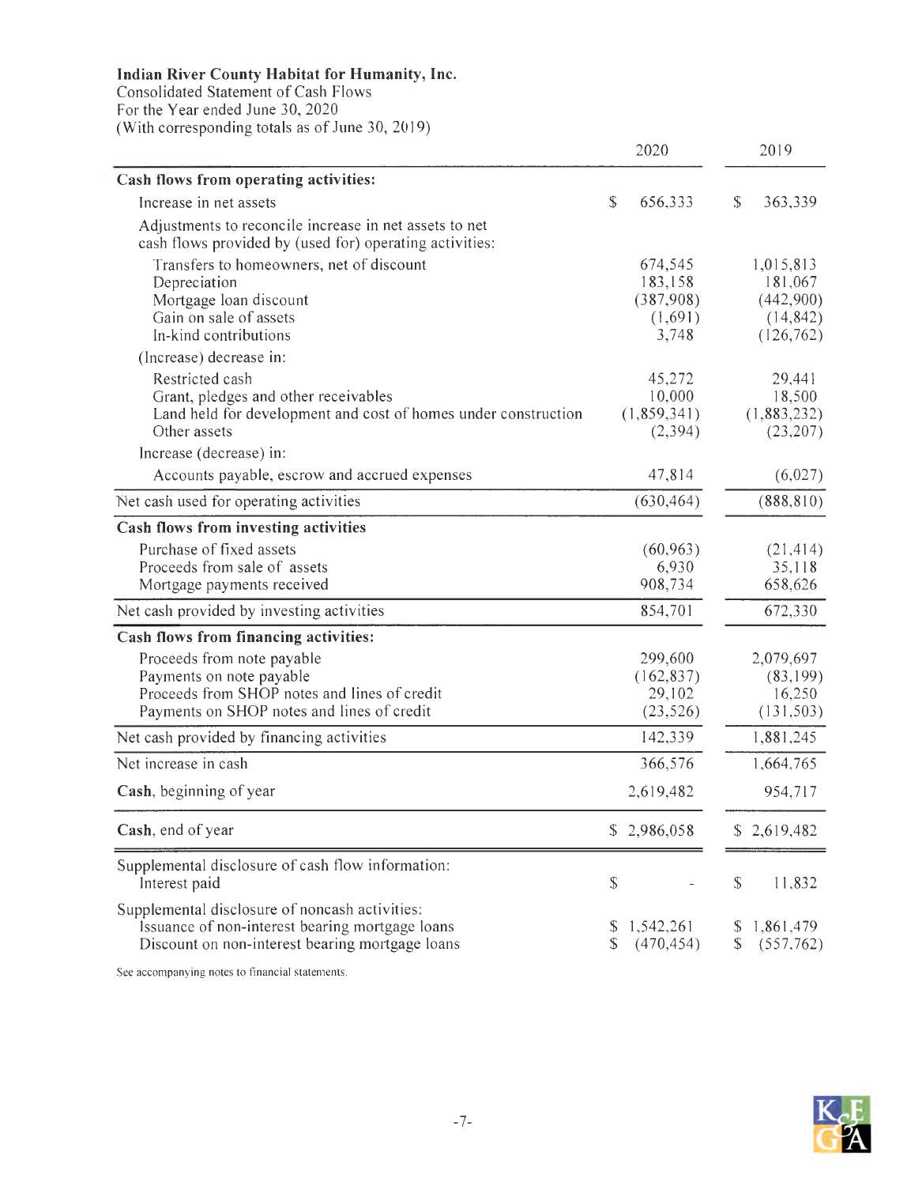**Indian River County Habitat for Humanity, Inc.**
Consolidated Statement of Cash Flows
For the Year ended June 30, 2020
(With corresponding totals as of June 30, 2019)

| | 2020 | 2019 |
|---|---|---|
| **Cash flows from operating activities:** | | |
| Increase in net assets | $ 656,333 | $ 363,339 |
| Adjustments to reconcile increase in net assets to net cash flows provided by (used for) operating activities: | | |
| Transfers to homeowners, net of discount | 674,545 | 1,015,813 |
| Depreciation | 183,158 | 181,067 |
| Mortgage loan discount | (387,908) | (442,900) |
| Gain on sale of assets | (1,691) | (14,842) |
| In-kind contributions | 3,748 | (126,762) |
| (Increase) decrease in: | | |
| Restricted cash | 45,272 | 29,441 |
| Grant, pledges and other receivables | 10,000 | 18,500 |
| Land held for development and cost of homes under construction | (1,859,341) | (1,883,232) |
| Other assets | (2,394) | (23,207) |
| Increase (decrease) in: | | |
| Accounts payable, escrow and accrued expenses | 47,814 | (6,027) |
| Net cash used for operating activities | (630,464) | (888,810) |
| **Cash flows from investing activities** | | |
| Purchase of fixed assets | (60,963) | (21,414) |
| Proceeds from sale of assets | 6,930 | 35,118 |
| Mortgage payments received | 908,734 | 658,626 |
| Net cash provided by investing activities | 854,701 | 672,330 |
| **Cash flows from financing activities:** | | |
| Proceeds from note payable | 299,600 | 2,079,697 |
| Payments on note payable | (162,837) | (83,199) |
| Proceeds from SHOP notes and lines of credit | 29,102 | 16,250 |
| Payments on SHOP notes and lines of credit | (23,526) | (131,503) |
| Net cash provided by financing activities | 142,339 | 1,881,245 |
| Net increase in cash | 366,576 | 1,664,765 |
| **Cash**, beginning of year | 2,619,482 | 954,717 |
| **Cash**, end of year | $ 2,986,058 | $ 2,619,482 |
| Supplemental disclosure of cash flow information: | | |
| Interest paid | $ - | $ 11,832 |
| Supplemental disclosure of noncash activities: | | |
| Issuance of non-interest bearing mortgage loans | $ 1,542,261 | $ 1,861,479 |
| Discount on non-interest bearing mortgage loans | $ (470,454) | $ (557,762) |

See accompanying notes to financial statements.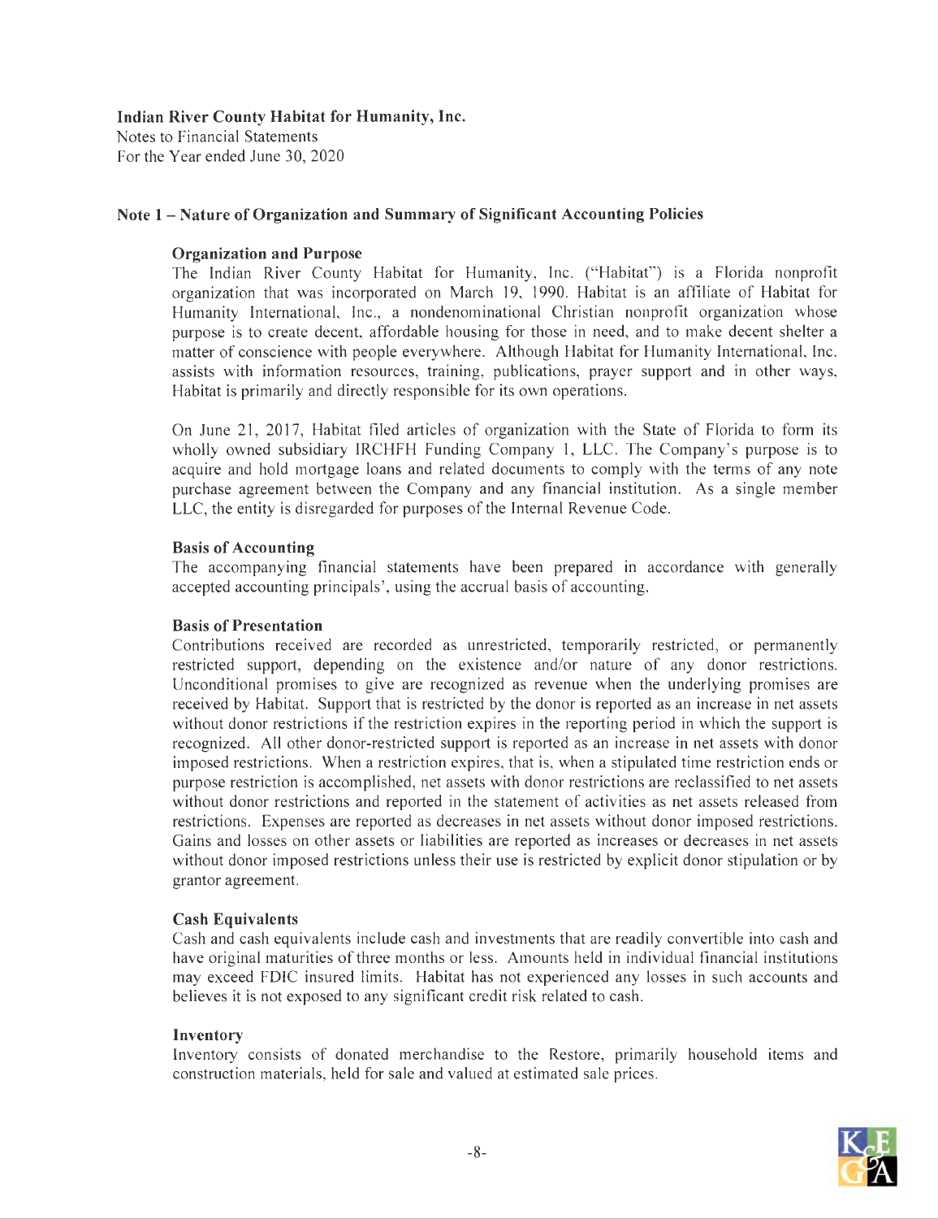**Indian River County Habitat for Humanity, Inc.**
Notes to Financial Statements
For the Year ended June 30, 2020

## Note 1 – Nature of Organization and Summary of Significant Accounting Policies

### Organization and Purpose

The Indian River County Habitat for Humanity, Inc. ("Habitat") is a Florida nonprofit organization that was incorporated on March 19, 1990. Habitat is an affiliate of Habitat for Humanity International, Inc., a nondenominational Christian nonprofit organization whose purpose is to create decent, affordable housing for those in need, and to make decent shelter a matter of conscience with people everywhere. Although Habitat for Humanity International, Inc. assists with information resources, training, publications, prayer support and in other ways, Habitat is primarily and directly responsible for its own operations.

On June 21, 2017, Habitat filed articles of organization with the State of Florida to form its wholly owned subsidiary IRCHFH Funding Company 1, LLC. The Company's purpose is to acquire and hold mortgage loans and related documents to comply with the terms of any note purchase agreement between the Company and any financial institution. As a single member LLC, the entity is disregarded for purposes of the Internal Revenue Code.

### Basis of Accounting

The accompanying financial statements have been prepared in accordance with generally accepted accounting principals', using the accrual basis of accounting.

### Basis of Presentation

Contributions received are recorded as unrestricted, temporarily restricted, or permanently restricted support, depending on the existence and/or nature of any donor restrictions. Unconditional promises to give are recognized as revenue when the underlying promises are received by Habitat. Support that is restricted by the donor is reported as an increase in net assets without donor restrictions if the restriction expires in the reporting period in which the support is recognized. All other donor-restricted support is reported as an increase in net assets with donor imposed restrictions. When a restriction expires, that is, when a stipulated time restriction ends or purpose restriction is accomplished, net assets with donor restrictions are reclassified to net assets without donor restrictions and reported in the statement of activities as net assets released from restrictions. Expenses are reported as decreases in net assets without donor imposed restrictions. Gains and losses on other assets or liabilities are reported as increases or decreases in net assets without donor imposed restrictions unless their use is restricted by explicit donor stipulation or by grantor agreement.

### Cash Equivalents

Cash and cash equivalents include cash and investments that are readily convertible into cash and have original maturities of three months or less. Amounts held in individual financial institutions may exceed FDIC insured limits. Habitat has not experienced any losses in such accounts and believes it is not exposed to any significant credit risk related to cash.

### Inventory

Inventory consists of donated merchandise to the Restore, primarily household items and construction materials, held for sale and valued at estimated sale prices.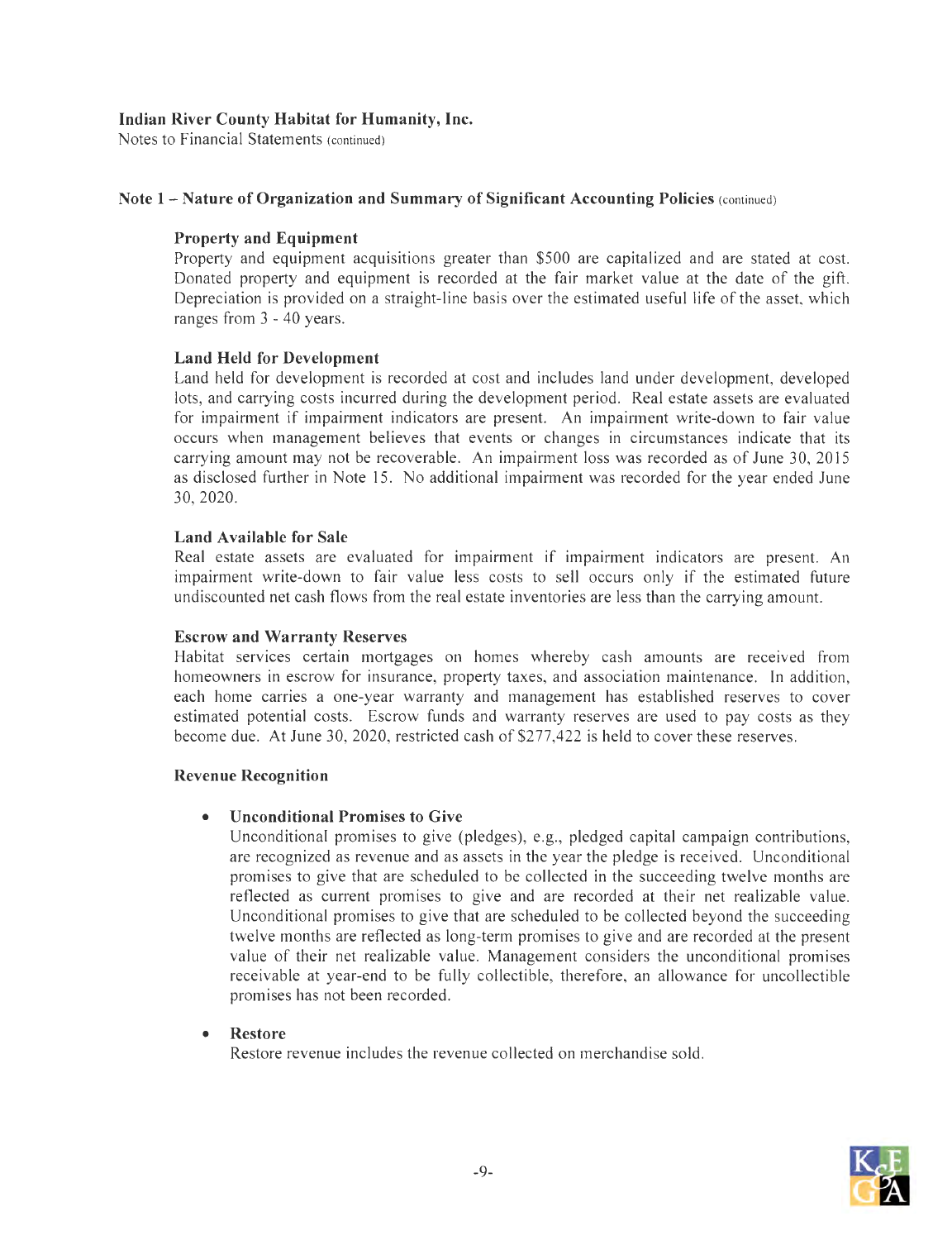**Indian River County Habitat for Humanity, Inc.**
Notes to Financial Statements (continued)

## Note 1 – Nature of Organization and Summary of Significant Accounting Policies (continued)

### Property and Equipment

Property and equipment acquisitions greater than $500 are capitalized and are stated at cost. Donated property and equipment is recorded at the fair market value at the date of the gift. Depreciation is provided on a straight-line basis over the estimated useful life of the asset, which ranges from 3 - 40 years.

### Land Held for Development

Land held for development is recorded at cost and includes land under development, developed lots, and carrying costs incurred during the development period. Real estate assets are evaluated for impairment if impairment indicators are present. An impairment write-down to fair value occurs when management believes that events or changes in circumstances indicate that its carrying amount may not be recoverable. An impairment loss was recorded as of June 30, 2015 as disclosed further in Note 15. No additional impairment was recorded for the year ended June 30, 2020.

### Land Available for Sale

Real estate assets are evaluated for impairment if impairment indicators are present. An impairment write-down to fair value less costs to sell occurs only if the estimated future undiscounted net cash flows from the real estate inventories are less than the carrying amount.

### Escrow and Warranty Reserves

Habitat services certain mortgages on homes whereby cash amounts are received from homeowners in escrow for insurance, property taxes, and association maintenance. In addition, each home carries a one-year warranty and management has established reserves to cover estimated potential costs. Escrow funds and warranty reserves are used to pay costs as they become due. At June 30, 2020, restricted cash of $277,422 is held to cover these reserves.

### Revenue Recognition

- **Unconditional Promises to Give**
  Unconditional promises to give (pledges), e.g., pledged capital campaign contributions, are recognized as revenue and as assets in the year the pledge is received. Unconditional promises to give that are scheduled to be collected in the succeeding twelve months are reflected as current promises to give and are recorded at their net realizable value. Unconditional promises to give that are scheduled to be collected beyond the succeeding twelve months are reflected as long-term promises to give and are recorded at the present value of their net realizable value. Management considers the unconditional promises receivable at year-end to be fully collectible, therefore, an allowance for uncollectible promises has not been recorded.

- **Restore**
  Restore revenue includes the revenue collected on merchandise sold.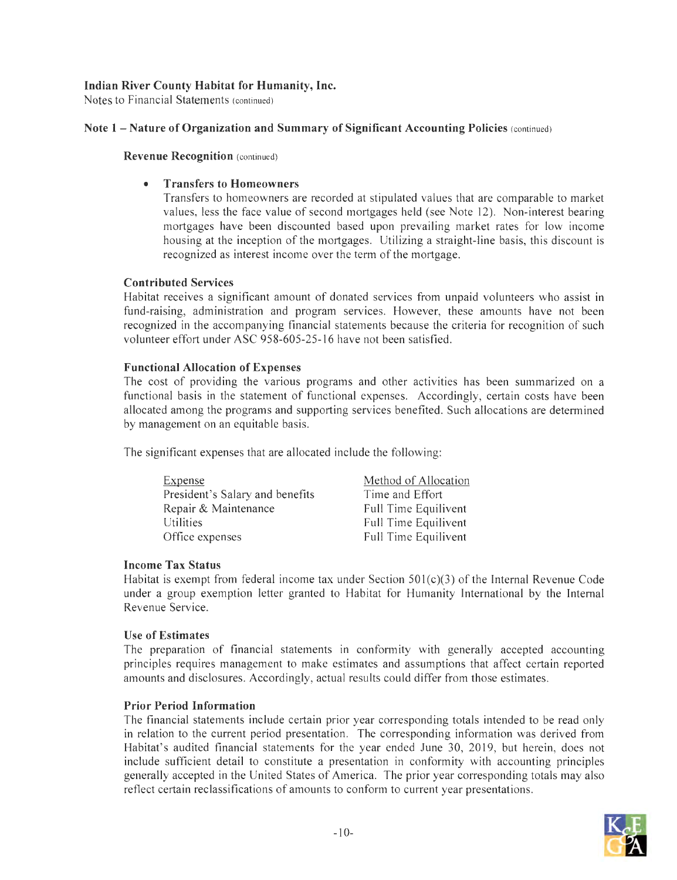**Indian River County Habitat for Humanity, Inc.**
Notes to Financial Statements (continued)

## Note 1 – Nature of Organization and Summary of Significant Accounting Policies (continued)

### Revenue Recognition (continued)

- **Transfers to Homeowners**
  Transfers to homeowners are recorded at stipulated values that are comparable to market values, less the face value of second mortgages held (see Note 12). Non-interest bearing mortgages have been discounted based upon prevailing market rates for low income housing at the inception of the mortgages. Utilizing a straight-line basis, this discount is recognized as interest income over the term of the mortgage.

### Contributed Services

Habitat receives a significant amount of donated services from unpaid volunteers who assist in fund-raising, administration and program services. However, these amounts have not been recognized in the accompanying financial statements because the criteria for recognition of such volunteer effort under ASC 958-605-25-16 have not been satisfied.

### Functional Allocation of Expenses

The cost of providing the various programs and other activities has been summarized on a functional basis in the statement of functional expenses. Accordingly, certain costs have been allocated among the programs and supporting services benefited. Such allocations are determined by management on an equitable basis.

The significant expenses that are allocated include the following:

| Expense | Method of Allocation |
|---|---|
| President's Salary and benefits | Time and Effort |
| Repair & Maintenance | Full Time Equilivent |
| Utilities | Full Time Equilivent |
| Office expenses | Full Time Equilivent |

### Income Tax Status

Habitat is exempt from federal income tax under Section 501(c)(3) of the Internal Revenue Code under a group exemption letter granted to Habitat for Humanity International by the Internal Revenue Service.

### Use of Estimates

The preparation of financial statements in conformity with generally accepted accounting principles requires management to make estimates and assumptions that affect certain reported amounts and disclosures. Accordingly, actual results could differ from those estimates.

### Prior Period Information

The financial statements include certain prior year corresponding totals intended to be read only in relation to the current period presentation. The corresponding information was derived from Habitat's audited financial statements for the year ended June 30, 2019, but herein, does not include sufficient detail to constitute a presentation in conformity with accounting principles generally accepted in the United States of America. The prior year corresponding totals may also reflect certain reclassifications of amounts to conform to current year presentations.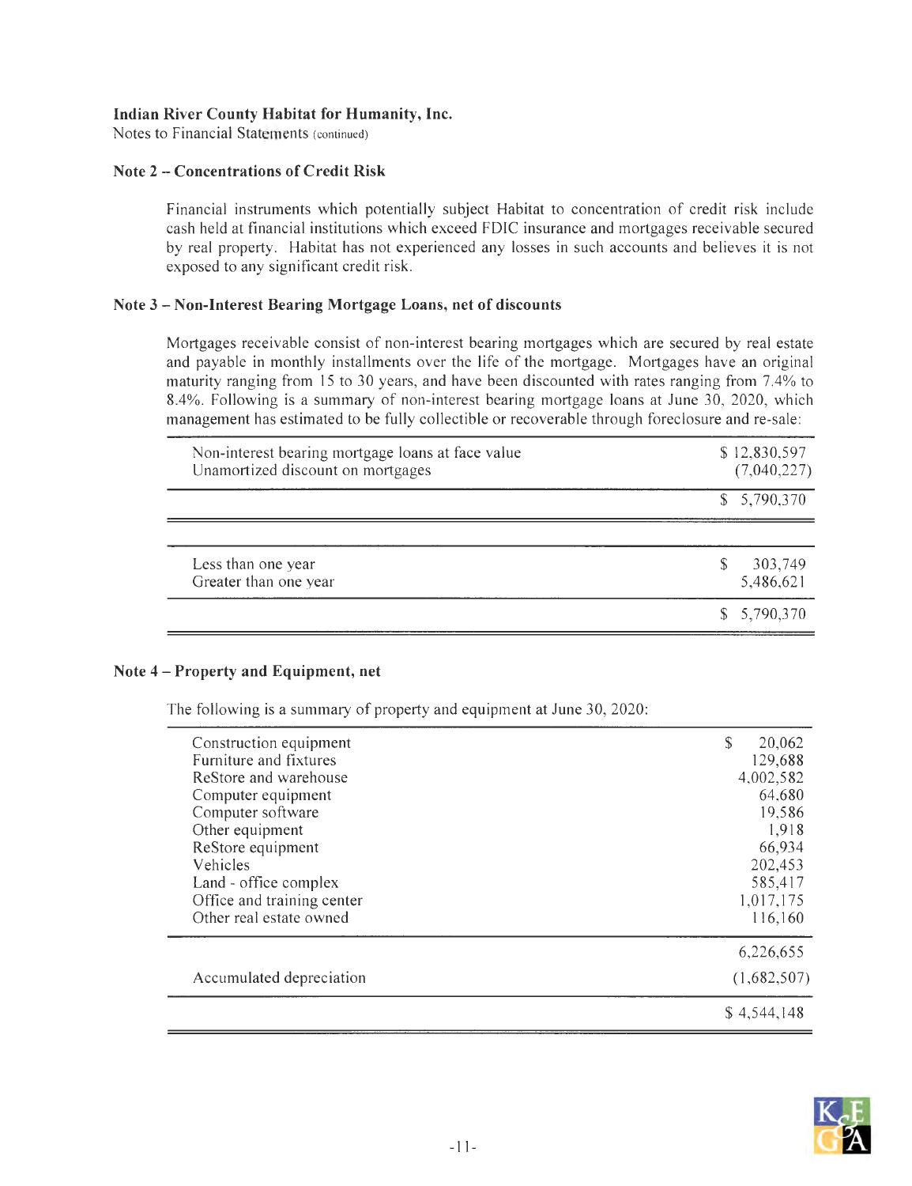**Indian River County Habitat for Humanity, Inc.**
Notes to Financial Statements (continued)

## Note 2 – Concentrations of Credit Risk

Financial instruments which potentially subject Habitat to concentration of credit risk include cash held at financial institutions which exceed FDIC insurance and mortgages receivable secured by real property. Habitat has not experienced any losses in such accounts and believes it is not exposed to any significant credit risk.

## Note 3 – Non-Interest Bearing Mortgage Loans, net of discounts

Mortgages receivable consist of non-interest bearing mortgages which are secured by real estate and payable in monthly installments over the life of the mortgage. Mortgages have an original maturity ranging from 15 to 30 years, and have been discounted with rates ranging from 7.4% to 8.4%. Following is a summary of non-interest bearing mortgage loans at June 30, 2020, which management has estimated to be fully collectible or recoverable through foreclosure and re-sale:

| | |
|---|---|
| Non-interest bearing mortgage loans at face value | $ 12,830,597 |
| Unamortized discount on mortgages | (7,040,227) |
| | $ 5,790,370 |

| | |
|---|---|
| Less than one year | $ 303,749 |
| Greater than one year | 5,486,621 |
| | $ 5,790,370 |

## Note 4 – Property and Equipment, net

The following is a summary of property and equipment at June 30, 2020:

| | |
|---|---|
| Construction equipment | $ 20,062 |
| Furniture and fixtures | 129,688 |
| ReStore and warehouse | 4,002,582 |
| Computer equipment | 64,680 |
| Computer software | 19,586 |
| Other equipment | 1,918 |
| ReStore equipment | 66,934 |
| Vehicles | 202,453 |
| Land - office complex | 585,417 |
| Office and training center | 1,017,175 |
| Other real estate owned | 116,160 |
| | 6,226,655 |
| Accumulated depreciation | (1,682,507) |
| | $ 4,544,148 |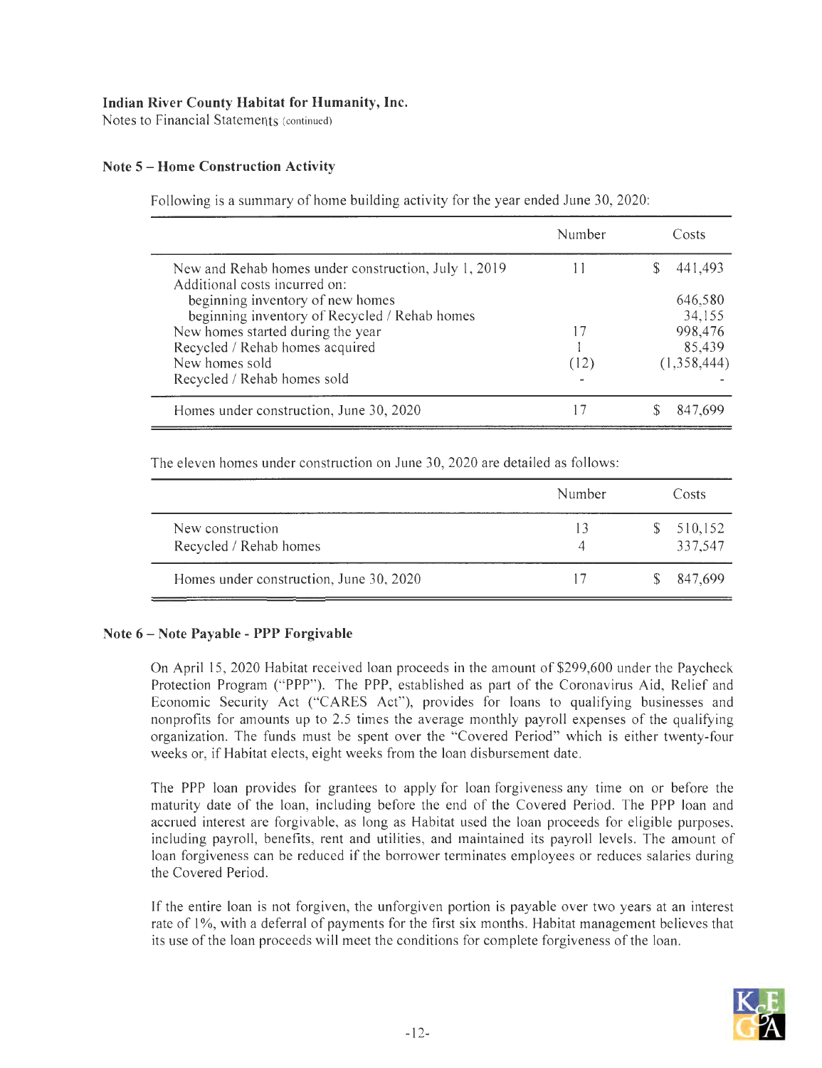**Indian River County Habitat for Humanity, Inc.**
Notes to Financial Statements (continued)

**Note 5 – Home Construction Activity**

Following is a summary of home building activity for the year ended June 30, 2020:

| | Number | Costs |
|---|---|---|
| New and Rehab homes under construction, July 1, 2019 | 11 | $ 441,493 |
| Additional costs incurred on: | | |
| beginning inventory of new homes | | 646,580 |
| beginning inventory of Recycled / Rehab homes | | 34,155 |
| New homes started during the year | 17 | 998,476 |
| Recycled / Rehab homes acquired | 1 | 85,439 |
| New homes sold | (12) | (1,358,444) |
| Recycled / Rehab homes sold | - | - |
| Homes under construction, June 30, 2020 | 17 | $ 847,699 |

The eleven homes under construction on June 30, 2020 are detailed as follows:

| | Number | Costs |
|---|---|---|
| New construction | 13 | $ 510,152 |
| Recycled / Rehab homes | 4 | 337,547 |
| Homes under construction, June 30, 2020 | 17 | $ 847,699 |

**Note 6 – Note Payable - PPP Forgivable**

On April 15, 2020 Habitat received loan proceeds in the amount of $299,600 under the Paycheck Protection Program ("PPP"). The PPP, established as part of the Coronavirus Aid, Relief and Economic Security Act ("CARES Act"), provides for loans to qualifying businesses and nonprofits for amounts up to 2.5 times the average monthly payroll expenses of the qualifying organization. The funds must be spent over the "Covered Period" which is either twenty-four weeks or, if Habitat elects, eight weeks from the loan disbursement date.

The PPP loan provides for grantees to apply for loan forgiveness any time on or before the maturity date of the loan, including before the end of the Covered Period. The PPP loan and accrued interest are forgivable, as long as Habitat used the loan proceeds for eligible purposes, including payroll, benefits, rent and utilities, and maintained its payroll levels. The amount of loan forgiveness can be reduced if the borrower terminates employees or reduces salaries during the Covered Period.

If the entire loan is not forgiven, the unforgiven portion is payable over two years at an interest rate of 1%, with a deferral of payments for the first six months. Habitat management believes that its use of the loan proceeds will meet the conditions for complete forgiveness of the loan.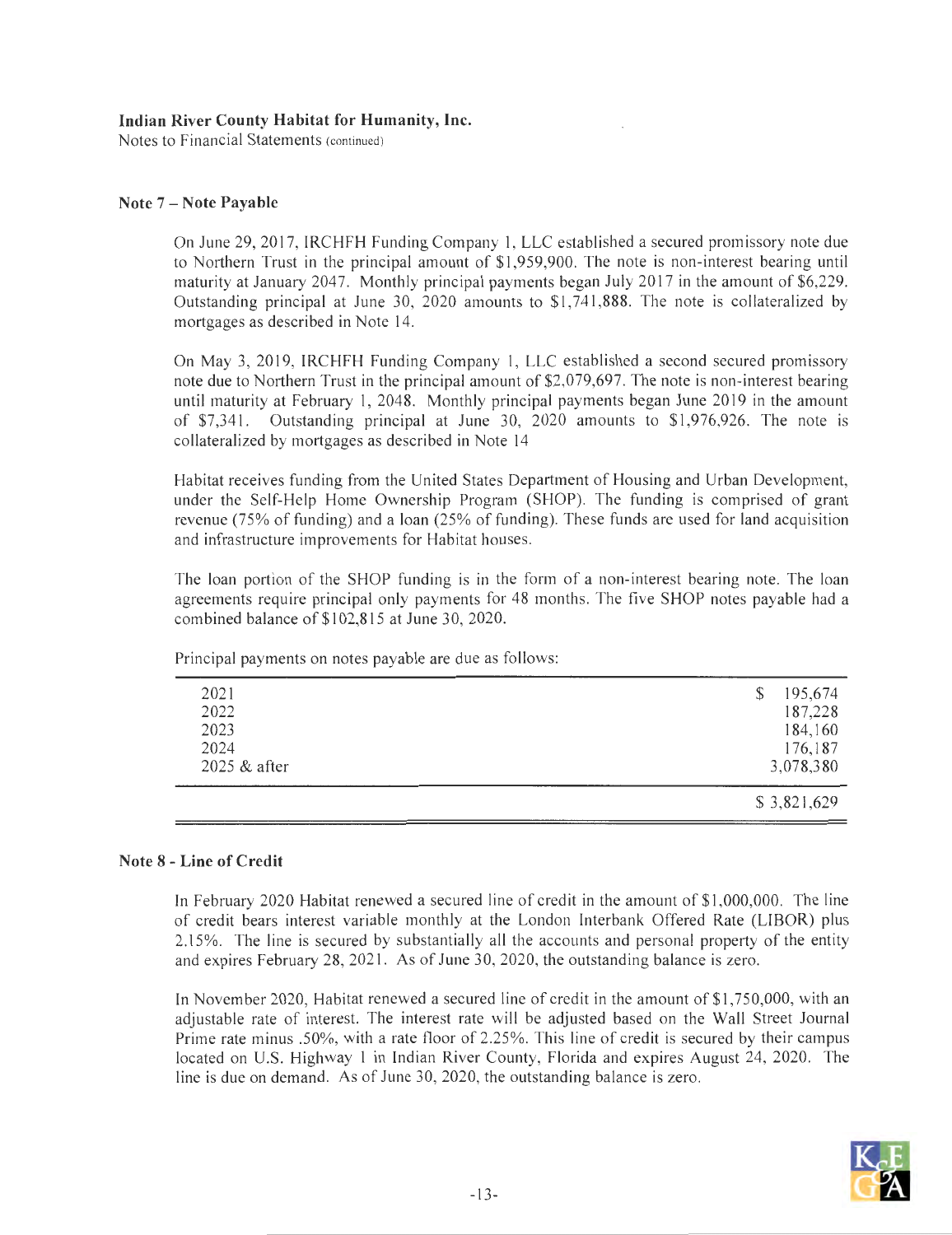**Indian River County Habitat for Humanity, Inc.**
Notes to Financial Statements (continued)

## Note 7 – Note Payable

On June 29, 2017, IRCHFH Funding Company 1, LLC established a secured promissory note due to Northern Trust in the principal amount of $1,959,900. The note is non-interest bearing until maturity at January 2047. Monthly principal payments began July 2017 in the amount of $6,229. Outstanding principal at June 30, 2020 amounts to $1,741,888. The note is collateralized by mortgages as described in Note 14.

On May 3, 2019, IRCHFH Funding Company 1, LLC established a second secured promissory note due to Northern Trust in the principal amount of $2,079,697. The note is non-interest bearing until maturity at February 1, 2048. Monthly principal payments began June 2019 in the amount of $7,341. Outstanding principal at June 30, 2020 amounts to $1,976,926. The note is collateralized by mortgages as described in Note 14

Habitat receives funding from the United States Department of Housing and Urban Development, under the Self-Help Home Ownership Program (SHOP). The funding is comprised of grant revenue (75% of funding) and a loan (25% of funding). These funds are used for land acquisition and infrastructure improvements for Habitat houses.

The loan portion of the SHOP funding is in the form of a non-interest bearing note. The loan agreements require principal only payments for 48 months. The five SHOP notes payable had a combined balance of $102,815 at June 30, 2020.

Principal payments on notes payable are due as follows:

| | |
|---|---|
| 2021 | $ 195,674 |
| 2022 | 187,228 |
| 2023 | 184,160 |
| 2024 | 176,187 |
| 2025 & after | 3,078,380 |
| | $ 3,821,629 |

## Note 8 - Line of Credit

In February 2020 Habitat renewed a secured line of credit in the amount of $1,000,000. The line of credit bears interest variable monthly at the London Interbank Offered Rate (LIBOR) plus 2.15%. The line is secured by substantially all the accounts and personal property of the entity and expires February 28, 2021. As of June 30, 2020, the outstanding balance is zero.

In November 2020, Habitat renewed a secured line of credit in the amount of $1,750,000, with an adjustable rate of interest. The interest rate will be adjusted based on the Wall Street Journal Prime rate minus .50%, with a rate floor of 2.25%. This line of credit is secured by their campus located on U.S. Highway 1 in Indian River County, Florida and expires August 24, 2020. The line is due on demand. As of June 30, 2020, the outstanding balance is zero.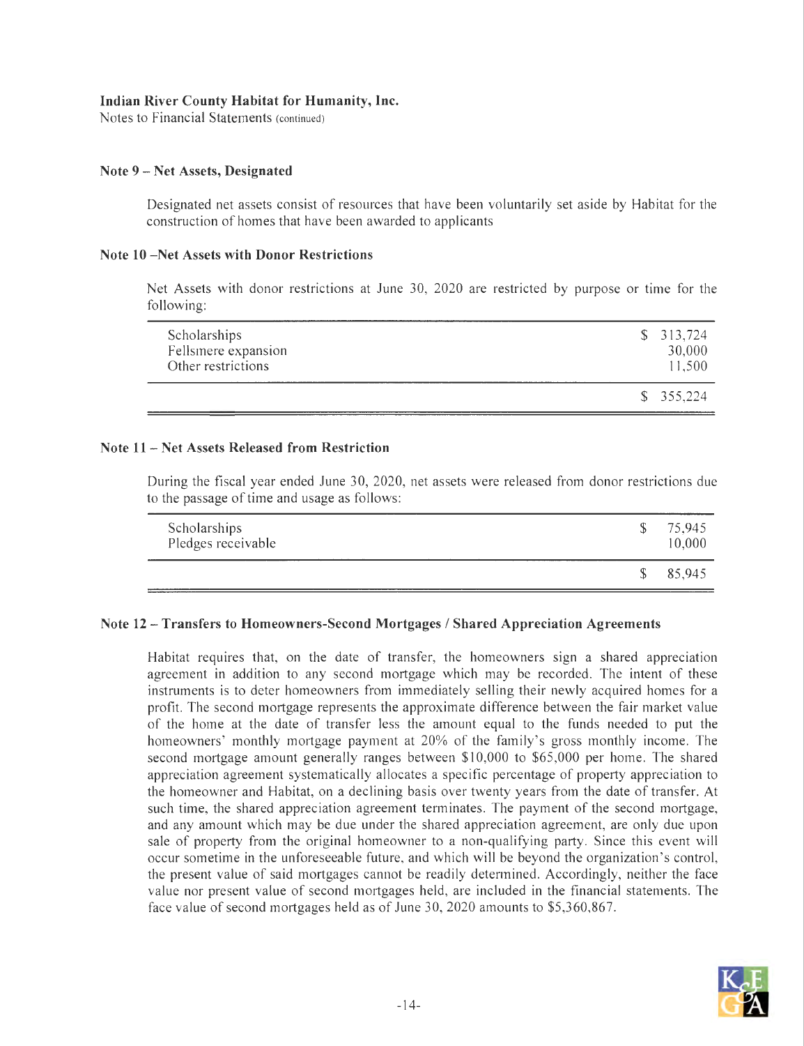**Indian River County Habitat for Humanity, Inc.**
Notes to Financial Statements (continued)

### Note 9 – Net Assets, Designated

Designated net assets consist of resources that have been voluntarily set aside by Habitat for the construction of homes that have been awarded to applicants

### Note 10 –Net Assets with Donor Restrictions

Net Assets with donor restrictions at June 30, 2020 are restricted by purpose or time for the following:

| | |
|---|---|
| Scholarships | $ 313,724 |
| Fellsmere expansion | 30,000 |
| Other restrictions | 11,500 |
| | $ 355,224 |

### Note 11 – Net Assets Released from Restriction

During the fiscal year ended June 30, 2020, net assets were released from donor restrictions due to the passage of time and usage as follows:

| | |
|---|---|
| Scholarships | $ 75,945 |
| Pledges receivable | 10,000 |
| | $ 85,945 |

### Note 12 – Transfers to Homeowners-Second Mortgages / Shared Appreciation Agreements

Habitat requires that, on the date of transfer, the homeowners sign a shared appreciation agreement in addition to any second mortgage which may be recorded. The intent of these instruments is to deter homeowners from immediately selling their newly acquired homes for a profit. The second mortgage represents the approximate difference between the fair market value of the home at the date of transfer less the amount equal to the funds needed to put the homeowners' monthly mortgage payment at 20% of the family's gross monthly income. The second mortgage amount generally ranges between $10,000 to $65,000 per home. The shared appreciation agreement systematically allocates a specific percentage of property appreciation to the homeowner and Habitat, on a declining basis over twenty years from the date of transfer. At such time, the shared appreciation agreement terminates. The payment of the second mortgage, and any amount which may be due under the shared appreciation agreement, are only due upon sale of property from the original homeowner to a non-qualifying party. Since this event will occur sometime in the unforeseeable future, and which will be beyond the organization's control, the present value of said mortgages cannot be readily determined. Accordingly, neither the face value nor present value of second mortgages held, are included in the financial statements. The face value of second mortgages held as of June 30, 2020 amounts to $5,360,867.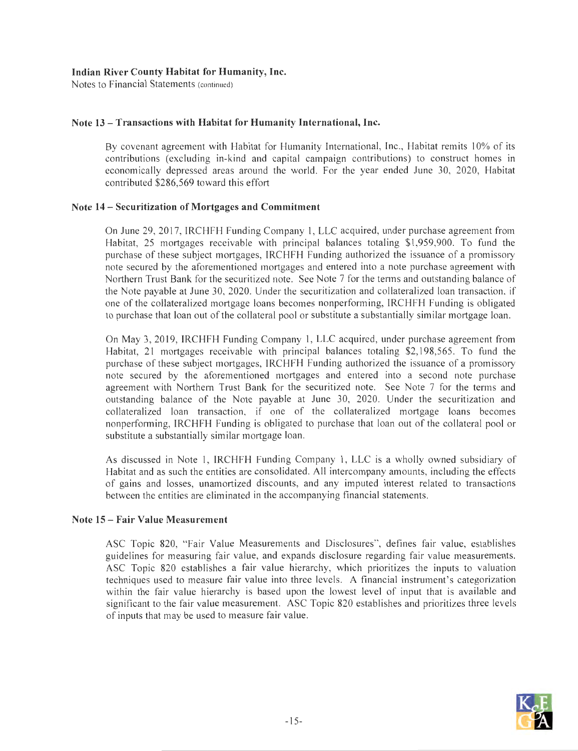**Indian River County Habitat for Humanity, Inc.**
Notes to Financial Statements (continued)

### Note 13 – Transactions with Habitat for Humanity International, Inc.

By covenant agreement with Habitat for Humanity International, Inc., Habitat remits 10% of its contributions (excluding in-kind and capital campaign contributions) to construct homes in economically depressed areas around the world. For the year ended June 30, 2020, Habitat contributed $286,569 toward this effort

### Note 14 – Securitization of Mortgages and Commitment

On June 29, 2017, IRCHFH Funding Company 1, LLC acquired, under purchase agreement from Habitat, 25 mortgages receivable with principal balances totaling $1,959,900. To fund the purchase of these subject mortgages, IRCHFH Funding authorized the issuance of a promissory note secured by the aforementioned mortgages and entered into a note purchase agreement with Northern Trust Bank for the securitized note. See Note 7 for the terms and outstanding balance of the Note payable at June 30, 2020. Under the securitization and collateralized loan transaction. if one of the collateralized mortgage loans becomes nonperforming, IRCHFH Funding is obligated to purchase that loan out of the collateral pool or substitute a substantially similar mortgage loan.

On May 3, 2019, IRCHFH Funding Company 1, LLC acquired, under purchase agreement from Habitat, 21 mortgages receivable with principal balances totaling $2,198,565. To fund the purchase of these subject mortgages, IRCHFH Funding authorized the issuance of a promissory note secured by the aforementioned mortgages and entered into a second note purchase agreement with Northern Trust Bank for the securitized note. See Note 7 for the terms and outstanding balance of the Note payable at June 30, 2020. Under the securitization and collateralized loan transaction, if one of the collateralized mortgage loans becomes nonperforming, IRCHFH Funding is obligated to purchase that loan out of the collateral pool or substitute a substantially similar mortgage loan.

As discussed in Note 1, IRCHFH Funding Company 1, LLC is a wholly owned subsidiary of Habitat and as such the entities are consolidated. All intercompany amounts, including the effects of gains and losses, unamortized discounts, and any imputed interest related to transactions between the entities are eliminated in the accompanying financial statements.

### Note 15 – Fair Value Measurement

ASC Topic 820, "Fair Value Measurements and Disclosures", defines fair value, establishes guidelines for measuring fair value, and expands disclosure regarding fair value measurements. ASC Topic 820 establishes a fair value hierarchy, which prioritizes the inputs to valuation techniques used to measure fair value into three levels. A financial instrument's categorization within the fair value hierarchy is based upon the lowest level of input that is available and significant to the fair value measurement. ASC Topic 820 establishes and prioritizes three levels of inputs that may be used to measure fair value.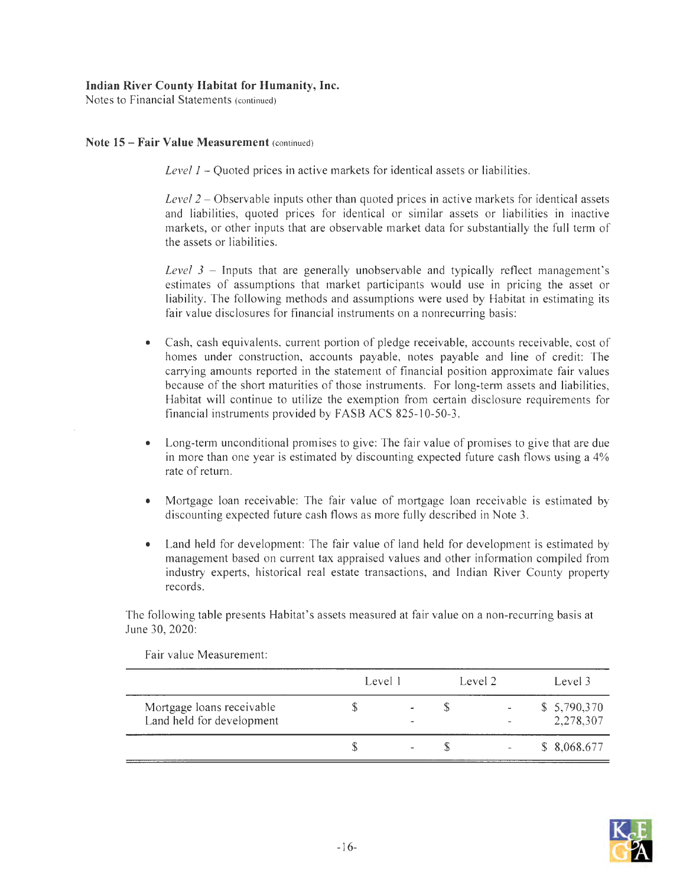**Indian River County Habitat for Humanity, Inc.**
Notes to Financial Statements (continued)

**Note 15 – Fair Value Measurement** (continued)

*Level 1* – Quoted prices in active markets for identical assets or liabilities.

*Level 2* – Observable inputs other than quoted prices in active markets for identical assets and liabilities, quoted prices for identical or similar assets or liabilities in inactive markets, or other inputs that are observable market data for substantially the full term of the assets or liabilities.

*Level 3* – Inputs that are generally unobservable and typically reflect management's estimates of assumptions that market participants would use in pricing the asset or liability. The following methods and assumptions were used by Habitat in estimating its fair value disclosures for financial instruments on a nonrecurring basis:

- Cash, cash equivalents, current portion of pledge receivable, accounts receivable, cost of homes under construction, accounts payable, notes payable and line of credit: The carrying amounts reported in the statement of financial position approximate fair values because of the short maturities of those instruments. For long-term assets and liabilities, Habitat will continue to utilize the exemption from certain disclosure requirements for financial instruments provided by FASB ACS 825-10-50-3.

- Long-term unconditional promises to give: The fair value of promises to give that are due in more than one year is estimated by discounting expected future cash flows using a 4% rate of return.

- Mortgage loan receivable: The fair value of mortgage loan receivable is estimated by discounting expected future cash flows as more fully described in Note 3.

- Land held for development: The fair value of land held for development is estimated by management based on current tax appraised values and other information compiled from industry experts, historical real estate transactions, and Indian River County property records.

The following table presents Habitat's assets measured at fair value on a non-recurring basis at June 30, 2020:

Fair value Measurement:

| | Level 1 | Level 2 | Level 3 |
|---|---|---|---|
| Mortgage loans receivable | $ - | $ - | $ 5,790,370 |
| Land held for development | - | - | 2,278,307 |
| | $ - | $ - | $ 8,068,677 |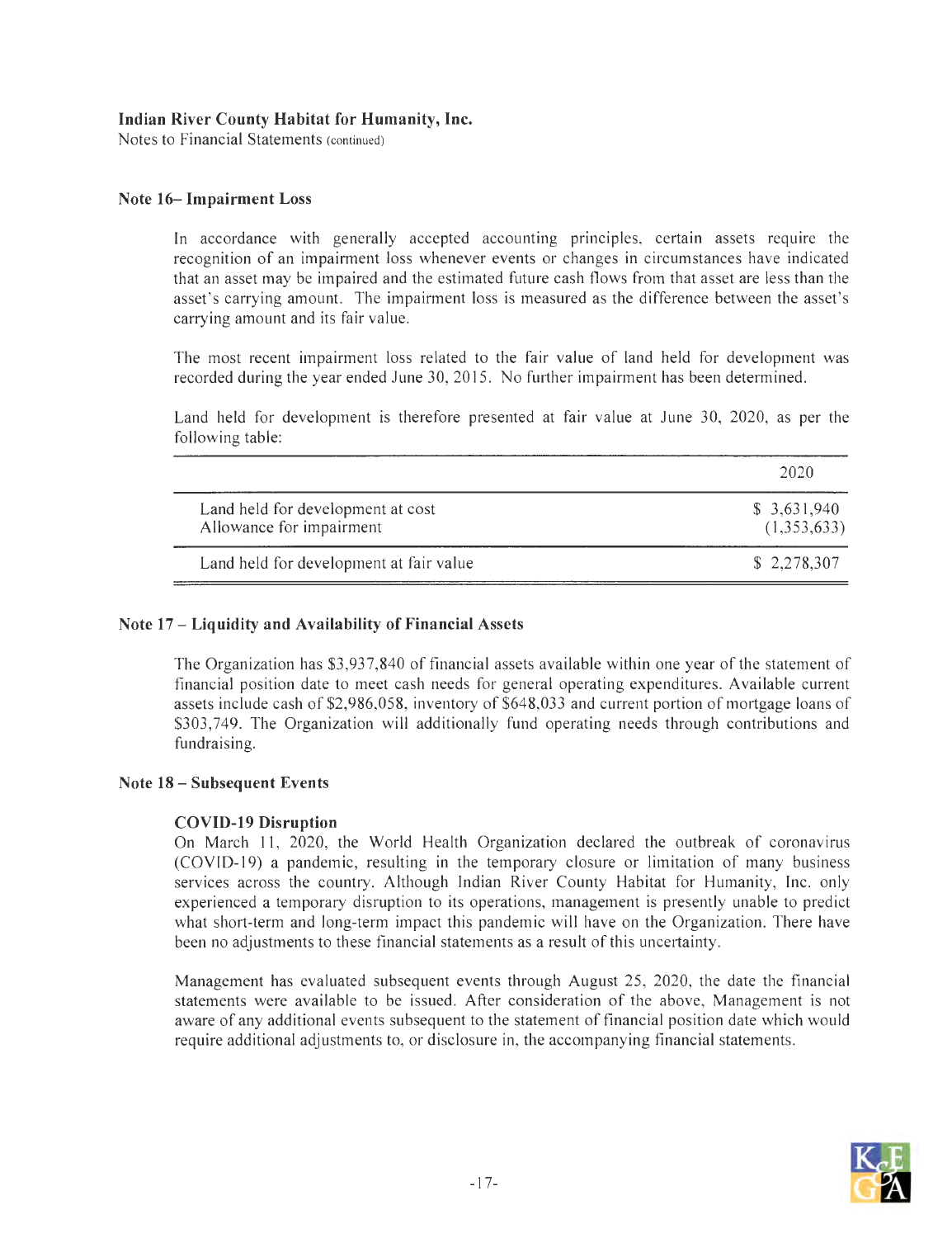**Indian River County Habitat for Humanity, Inc.**
Notes to Financial Statements (continued)

## Note 16– Impairment Loss

In accordance with generally accepted accounting principles, certain assets require the recognition of an impairment loss whenever events or changes in circumstances have indicated that an asset may be impaired and the estimated future cash flows from that asset are less than the asset's carrying amount. The impairment loss is measured as the difference between the asset's carrying amount and its fair value.

The most recent impairment loss related to the fair value of land held for development was recorded during the year ended June 30, 2015. No further impairment has been determined.

Land held for development is therefore presented at fair value at June 30, 2020, as per the following table:

| | 2020 |
|---|---|
| Land held for development at cost | $ 3,631,940 |
| Allowance for impairment | (1,353,633) |
| Land held for development at fair value | $ 2,278,307 |

## Note 17 – Liquidity and Availability of Financial Assets

The Organization has $3,937,840 of financial assets available within one year of the statement of financial position date to meet cash needs for general operating expenditures. Available current assets include cash of $2,986,058, inventory of $648,033 and current portion of mortgage loans of $303,749. The Organization will additionally fund operating needs through contributions and fundraising.

## Note 18 – Subsequent Events

### COVID-19 Disruption

On March 11, 2020, the World Health Organization declared the outbreak of coronavirus (COVID-19) a pandemic, resulting in the temporary closure or limitation of many business services across the country. Although Indian River County Habitat for Humanity, Inc. only experienced a temporary disruption to its operations, management is presently unable to predict what short-term and long-term impact this pandemic will have on the Organization. There have been no adjustments to these financial statements as a result of this uncertainty.

Management has evaluated subsequent events through August 25, 2020, the date the financial statements were available to be issued. After consideration of the above, Management is not aware of any additional events subsequent to the statement of financial position date which would require additional adjustments to, or disclosure in, the accompanying financial statements.